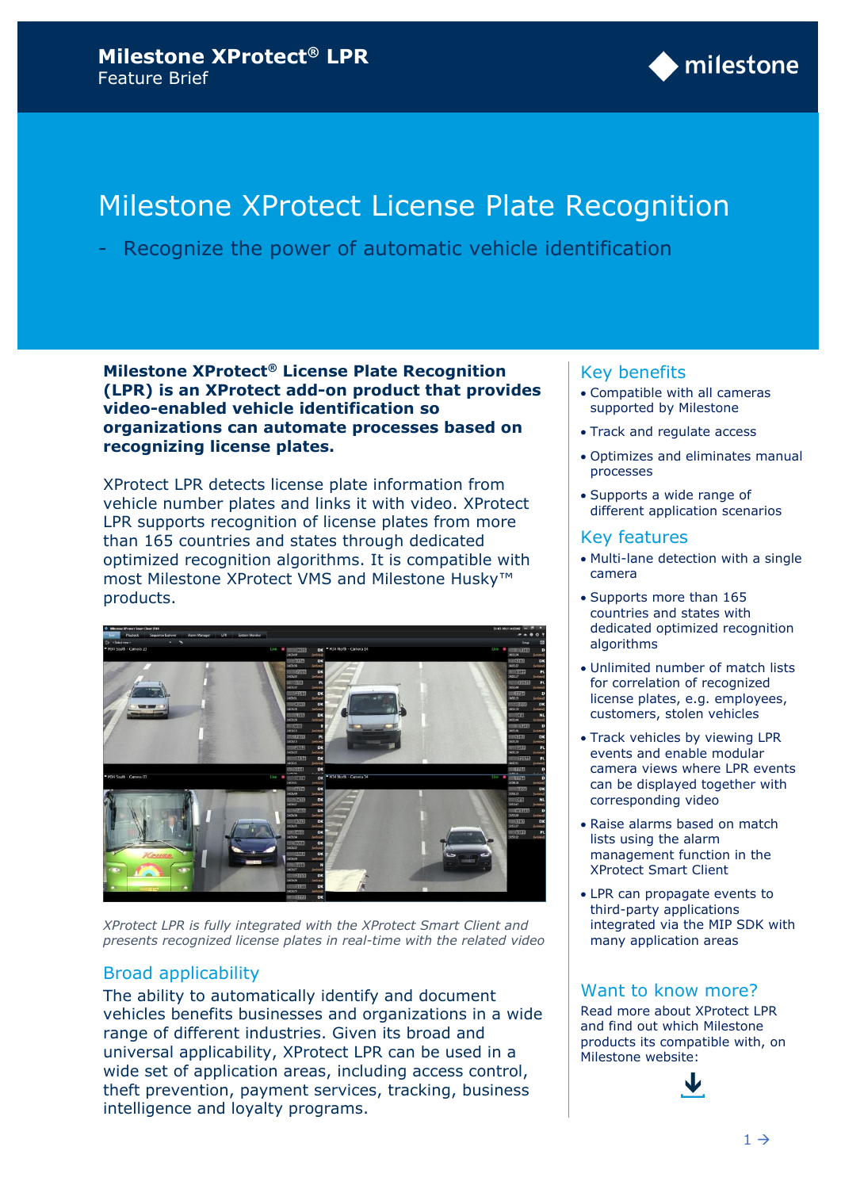**Milestone XProtect® LPR**
Feature Brief

# Milestone XProtect License Plate Recognition

## - Recognize the power of automatic vehicle identification

**Milestone XProtect® License Plate Recognition (LPR) is an XProtect add-on product that provides video-enabled vehicle identification so organizations can automate processes based on recognizing license plates.**

XProtect LPR detects license plate information from vehicle number plates and links it with video. XProtect LPR supports recognition of license plates from more than 165 countries and states through dedicated optimized recognition algorithms. It is compatible with most Milestone XProtect VMS and Milestone Husky™ products.

*XProtect LPR is fully integrated with the XProtect Smart Client and presents recognized license plates in real-time with the related video*

### Broad applicability

The ability to automatically identify and document vehicles benefits businesses and organizations in a wide range of different industries. Given its broad and universal applicability, XProtect LPR can be used in a wide set of application areas, including access control, theft prevention, payment services, tracking, business intelligence and loyalty programs.

### Key benefits

- Compatible with all cameras supported by Milestone
- Track and regulate access
- Optimizes and eliminates manual processes
- Supports a wide range of different application scenarios

### Key features

- Multi-lane detection with a single camera
- Supports more than 165 countries and states with dedicated optimized recognition algorithms
- Unlimited number of match lists for correlation of recognized license plates, e.g. employees, customers, stolen vehicles
- Track vehicles by viewing LPR events and enable modular camera views where LPR events can be displayed together with corresponding video
- Raise alarms based on match lists using the alarm management function in the XProtect Smart Client
- LPR can propagate events to third-party applications integrated via the MIP SDK with many application areas

### Want to know more?

Read more about XProtect LPR and find out which Milestone products its compatible with, on Milestone website: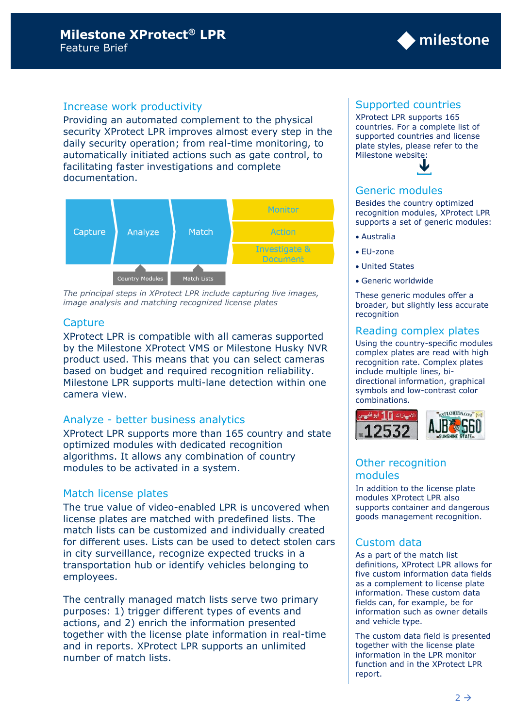# Milestone XProtect® LPR

Feature Brief

## Increase work productivity

Providing an automated complement to the physical security XProtect LPR improves almost every step in the daily security operation; from real-time monitoring, to automatically initiated actions such as gate control, to facilitating faster investigations and complete documentation.

Capture → Analyze → Match → Monitor / Action / Investigate & Document

Country Modules | Match Lists

*The principal steps in XProtect LPR include capturing live images, image analysis and matching recognized license plates*

## Capture

XProtect LPR is compatible with all cameras supported by the Milestone XProtect VMS or Milestone Husky NVR product used. This means that you can select cameras based on budget and required recognition reliability. Milestone LPR supports multi-lane detection within one camera view.

## Analyze - better business analytics

XProtect LPR supports more than 165 country and state optimized modules with dedicated recognition algorithms. It allows any combination of country modules to be activated in a system.

## Match license plates

The true value of video-enabled LPR is uncovered when license plates are matched with predefined lists. The match lists can be customized and individually created for different uses. Lists can be used to detect stolen cars in city surveillance, recognize expected trucks in a transportation hub or identify vehicles belonging to employees.

The centrally managed match lists serve two primary purposes: 1) trigger different types of events and actions, and 2) enrich the information presented together with the license plate information in real-time and in reports. XProtect LPR supports an unlimited number of match lists.

## Supported countries

XProtect LPR supports 165 countries. For a complete list of supported countries and license plate styles, please refer to the Milestone website:

## Generic modules

Besides the country optimized recognition modules, XProtect LPR supports a set of generic modules:

- Australia
- EU-zone
- United States
- Generic worldwide

These generic modules offer a broader, but slightly less accurate recognition

## Reading complex plates

Using the country-specific modules complex plates are read with high recognition rate. Complex plates include multiple lines, bi-directional information, graphical symbols and low-contrast color combinations.

## Other recognition modules

In addition to the license plate modules XProtect LPR also supports container and dangerous goods management recognition.

## Custom data

As a part of the match list definitions, XProtect LPR allows for five custom information data fields as a complement to license plate information. These custom data fields can, for example, be for information such as owner details and vehicle type.

The custom data field is presented together with the license plate information in the LPR monitor function and in the XProtect LPR report.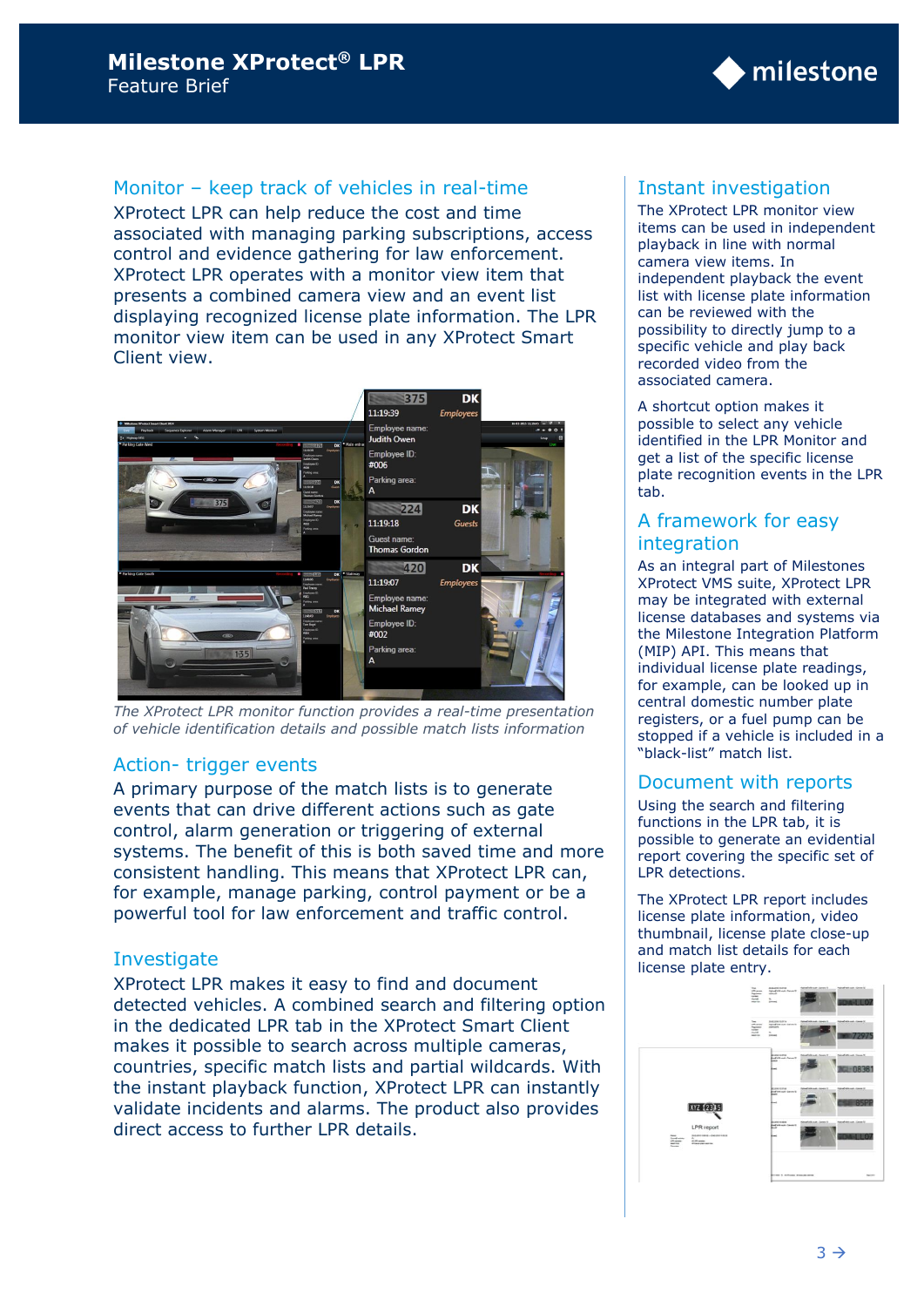## Monitor – keep track of vehicles in real-time

XProtect LPR can help reduce the cost and time associated with managing parking subscriptions, access control and evidence gathering for law enforcement. XProtect LPR operates with a monitor view item that presents a combined camera view and an event list displaying recognized license plate information. The LPR monitor view item can be used in any XProtect Smart Client view.

*The XProtect LPR monitor function provides a real-time presentation of vehicle identification details and possible match lists information*

## Action- trigger events

A primary purpose of the match lists is to generate events that can drive different actions such as gate control, alarm generation or triggering of external systems. The benefit of this is both saved time and more consistent handling. This means that XProtect LPR can, for example, manage parking, control payment or be a powerful tool for law enforcement and traffic control.

## Investigate

XProtect LPR makes it easy to find and document detected vehicles. A combined search and filtering option in the dedicated LPR tab in the XProtect Smart Client makes it possible to search across multiple cameras, countries, specific match lists and partial wildcards. With the instant playback function, XProtect LPR can instantly validate incidents and alarms. The product also provides direct access to further LPR details.

## Instant investigation

The XProtect LPR monitor view items can be used in independent playback in line with normal camera view items. In independent playback the event list with license plate information can be reviewed with the possibility to directly jump to a specific vehicle and play back recorded video from the associated camera.

A shortcut option makes it possible to select any vehicle identified in the LPR Monitor and get a list of the specific license plate recognition events in the LPR tab.

## A framework for easy integration

As an integral part of Milestones XProtect VMS suite, XProtect LPR may be integrated with external license databases and systems via the Milestone Integration Platform (MIP) API. This means that individual license plate readings, for example, can be looked up in central domestic number plate registers, or a fuel pump can be stopped if a vehicle is included in a "black-list" match list.

## Document with reports

Using the search and filtering functions in the LPR tab, it is possible to generate an evidential report covering the specific set of LPR detections.

The XProtect LPR report includes license plate information, video thumbnail, license plate close-up and match list details for each license plate entry.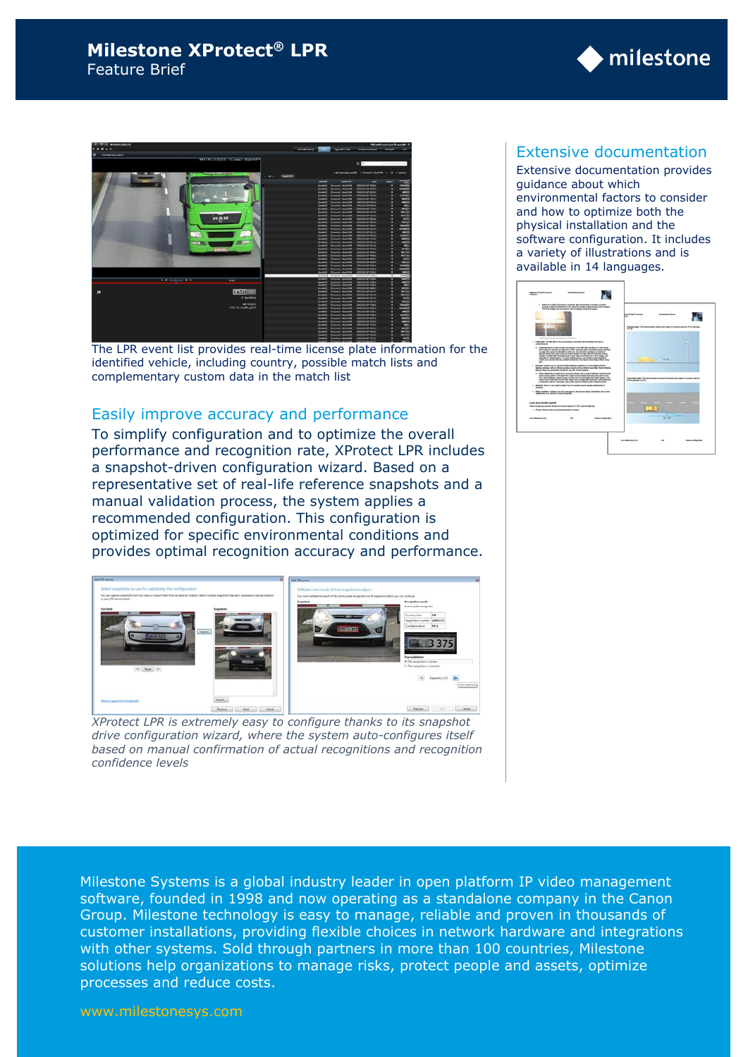# Milestone XProtect® LPR

Feature Brief

The LPR event list provides real-time license plate information for the identified vehicle, including country, possible match lists and complementary custom data in the match list

## Easily improve accuracy and performance

To simplify configuration and to optimize the overall performance and recognition rate, XProtect LPR includes a snapshot-driven configuration wizard. Based on a representative set of real-life reference snapshots and a manual validation process, the system applies a recommended configuration. This configuration is optimized for specific environmental conditions and provides optimal recognition accuracy and performance.

*XProtect LPR is extremely easy to configure thanks to its snapshot drive configuration wizard, where the system auto-configures itself based on manual confirmation of actual recognitions and recognition confidence levels*

## Extensive documentation

Extensive documentation provides guidance about which environmental factors to consider and how to optimize both the physical installation and the software configuration. It includes a variety of illustrations and is available in 14 languages.

Milestone Systems is a global industry leader in open platform IP video management software, founded in 1998 and now operating as a standalone company in the Canon Group. Milestone technology is easy to manage, reliable and proven in thousands of customer installations, providing flexible choices in network hardware and integrations with other systems. Sold through partners in more than 100 countries, Milestone solutions help organizations to manage risks, protect people and assets, optimize processes and reduce costs.

www.milestonesys.com